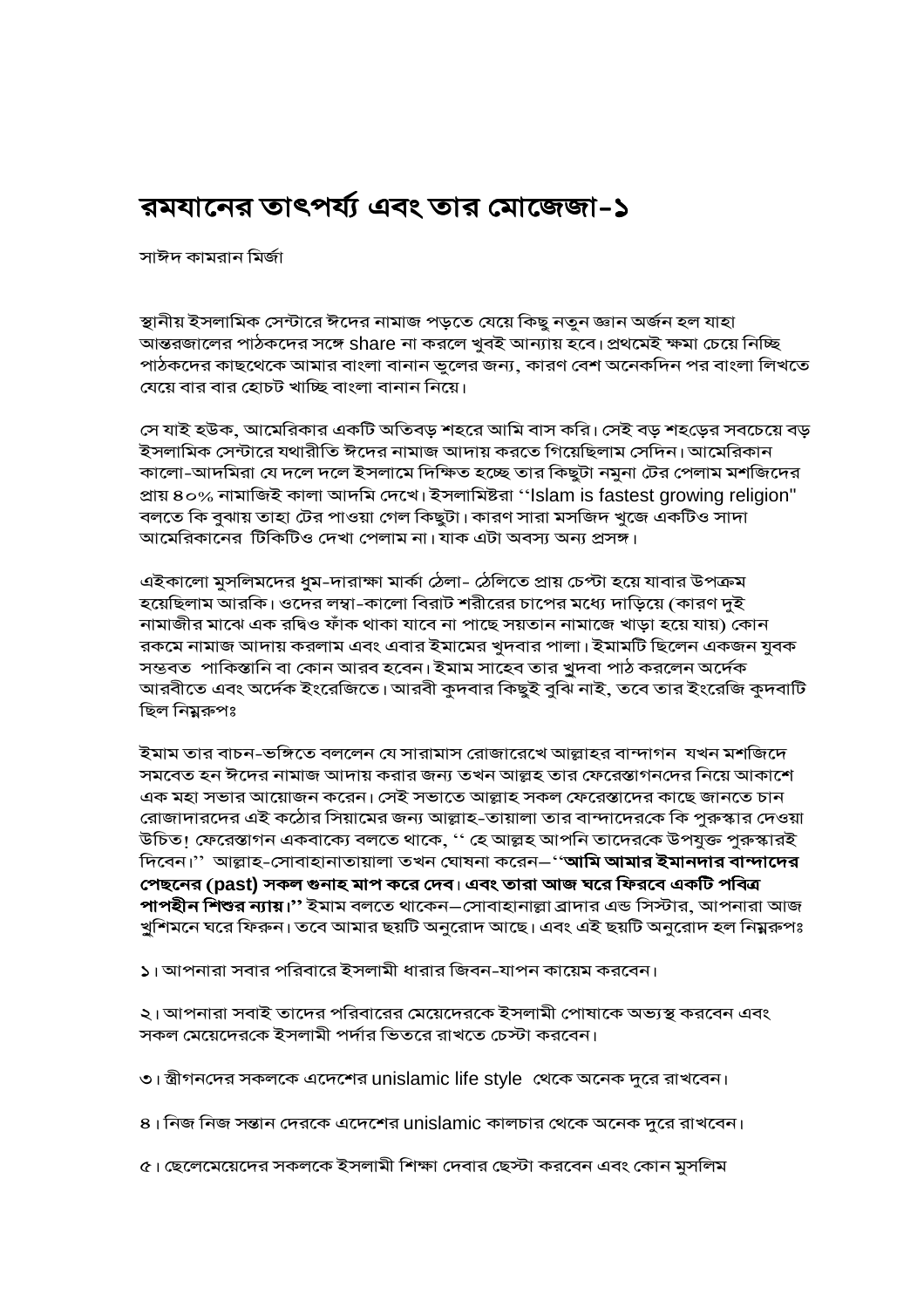# রমযানের তাৎপর্য্য এবং তার মোজেজা-১

সাঈদ কামরান মির্জা

স্থানীয় ইসলামিক সেন্টারে ঈদের নামাজ পড়তে যেয়ে কিছু নতুন জ্ঞান অর্জন হল যাহা আন্তরজালের পাঠকদের সঙ্গে share না করলে খুবই আন্যায় হবে। প্রথমেই ক্ষমা চেয়ে নিচ্ছি পাঠকদের কাছথেকে আমার বাংলা বানান ভুলের জন্য, কারণ বেশ অনেকদিন পর বাংলা লিখতে যেয়ে বার বার হোচট খাচ্ছি বাংলা বানান নিয়ে।

সে যাই হউক, আমেরিকার একটি অতিবড় শহরে আমি বাস করি। সেই বড় শহড়ের সবচেয়ে বড় ইসলামিক সেন্টারে যথারীতি ঈদের নামাজ আদায় করতে গিয়েছিলাম সেদিন। আমেরিকান কালো-আদমিরা যে দলে দলে ইসলামে দিক্ষিত হচ্ছে তার কিছুটা নমুনা টের পেলাম মশজিদের প্রায় ৪০% নামাজিই কালা আদমি দেখে। ইসলামিষ্টরা ''Islam is fastest growing religion" বলতে কি বুঝায় তাহা টের পাওয়া গেল কিছুটা। কারণ সারা মসজিদ খুজে একটিও সাদা আমেরিকানের টিকিটিও দেখা পেলাম না। যাক এটা অবস্য অন্য প্রসঙ্গ।

এইকালো মুসলিমদের ধুম-দারাক্ষা মার্কা ঠেলা- ঠেলিতে প্রায় চেপ্টা হয়ে যাবার উপক্রম হয়েছিলাম আরকি। ওদের লম্বা-কালো বিরাট শরীরের চাপের মধ্যে দাড়িয়ে (কারণ দুই নামাজীর মাঝে এক রদ্বিও ফাঁক থাকা যাবে না পাছে সয়তান নামাজে খাড়া হয়ে যায়) কোন রকমে নামাজ আদায় করলাম এবং এবার ইমামের খুদবার পালা। ইমামটি ছিলেন একজন যুবক সম্ভবত পাকিস্তানি বা কোন আরব হবেন। ইমাম সাহেব তার খুদবা পাঠ করলেন অর্দেক আরবীতে এবং অর্দেক ইংরেজিতে। আরবী কুদবার কিছুই বুঝি নাই, তবে তার ইংরেজি কুদবাটি ছিল নিম্নরুপঃ

ইমাম তার বাচন-ভঙ্গিতে বললেন যে সারামাস রোজারেখে আল্লাহর বান্দাগন যখন মশজিদে সমবেত হন ঈদের নামাজ আদায় করার জন্য তখন আল্লহ তার ফেরেস্তাগনদের নিয়ে আকাশে এক মহা সভার আয়োজন করেন। সেই সভাতে আল্লাহ সকল ফেরেস্তাদের কাছে জানতে চান রোজাদারদের এই কঠোর সিয়ামের জন্য আল্লাহ-তায়ালা তার বান্দাদেরকে কি পুরুস্কার দেওয়া উচিত! ফেরেস্তাগন একবাক্যে বলতে থাকে, '' হে আল্লহ আপনি তাদেরকে উপযুক্ত পুরুস্কারই দিবেন।'' আল্লাহ-সোবাহানাতায়ালা তখন ঘোষনা করেন–''**আমি আমার ইমানদার বান্দাদের পেছনের (past) সকল গুনাহ মাপ করে দেব। এবং তারা আজ ঘরে ফিরবে একটি পবিত্র পাপহীন শিশুর ন্যায়।''** ইমাম বলতে থাকেন–সোবাহানাল্লা ব্রাদার এন্ড সিস্টার, আপনারা আজ খুশিমনে ঘরে ফিরুন। তবে আমার ছয়টি অনুরোদ আছে। এবং এই ছয়টি অনুরোদ হল নিম্নরুপঃ

১। আপনারা সবার পরিবারে ইসলামী ধারার জিবন-যাপন কায়েম করবেন।

২। আপনারা সবাই তাদের পরিবারের মেয়েদেরকে ইসলামী পোষাকে অভ্যস্থ করবেন এবং সকল মেয়েদেরকে ইসলামী পর্দার ভিতরে রাখতে চেস্টা করবেন।

৩। স্ত্রীগনদের সকলকে এদেশের unislamic life style থেকে অনেক দুরে রাখবেন।

৪। নিজ নিজ সন্তান দেরকে এদেশের unislamic কালচার থেকে অনেক দুরে রাখবেন।

৫। ছেলেমেয়েদের সকলকে ইসলামী শিক্ষা দেবার ছেস্টা করবেন এবং কোন মুসলিম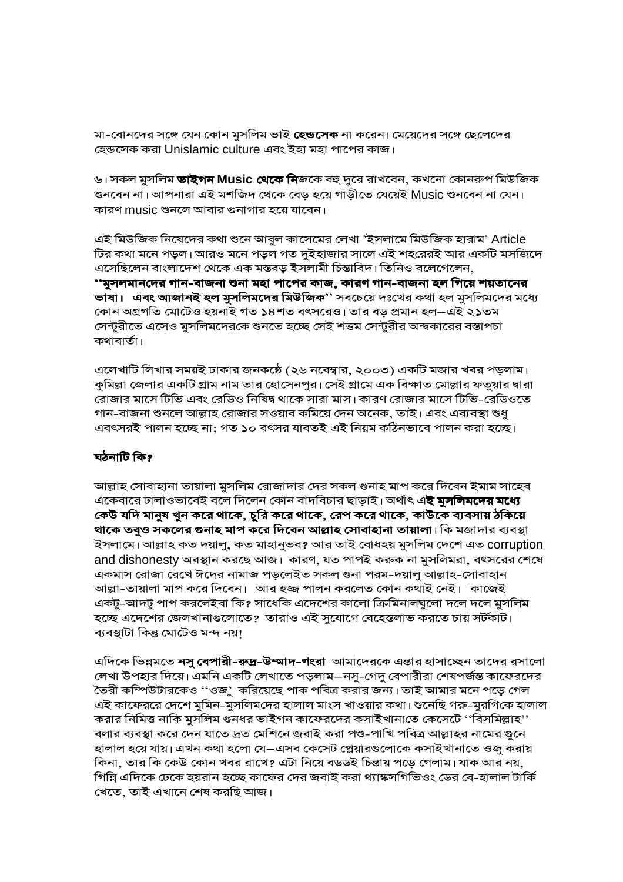মা-বোনদের সঙ্গে যেন কোন মুসলিম ভাই **হেন্ডসেক** না করেন। মেয়েদের সঙ্গে ছেলেদের হেন্ডসেক করা Unislamic culture এবং ইহা মহা পাপের কাজ।

৬। সকল মুসলিম **ভাইগন Music থেকে নি**জকে বহু দুরে রাখবেন, কখনো কোনরুপ মিউজিক শুনবেন না। আপনারা এই মশজিদ থেকে বেড় হয়ে গাড়ীতে যেয়েই Music শুনবেন না যেন। কারণ music শুনলে আবার গুনাগার হয়ে যাবেন।

এই মিউজিক নিষেদের কথা শুনে আবুল কাসেমের লেখা 'ইসলামে মিউজিক হারাম' Article টির কথা মনে পড়ল। আরও মনে পড়ল গত দুইহাজার সালে এই শহরেরই আর একটি মসজিদে এসেছিলেন বাংলাদেশ থেকে এক মস্তবড় ইসলামী চিন্তাবিদ। তিনিও বলেগেলেন, **''মুসলমানদের গান-বাজনা শুনা মহা পাপের কাজ, কারণ গান-বাজনা হল গিয়ে শয়তানের ভাষা। এবং আজানই হল মুসলিমদের মিউজিক''** সবচেয়ে দঃখের কথা হল মুসলিমদের মধ্যে কোন অগ্রগতি মোটেও হয়নাই গত ১৪শত বৎসরেও। তার বড় প্রমান হল–এই ২১তম সেন্টুরীতে এসেও মুসলিমদেরকে শুনতে হচ্ছে সেই শত্তম সেন্টুরীর অন্দ্ধকারের বস্তাপচা কথাবার্তা।

এলেখাটি লিখার সময়ই ঢাকার জনকন্ঠে (২৬ নবেম্বার, ২০০৩) একটি মজার খবর পড়লাম। কুমিল্লা জেলার একটি গ্রাম নাম তার হোসেনপুর। সেই গ্রামে এক বিক্ষাত মোল্লার ফতুয়ার দ্বারা রোজার মাসে টিভি এবং রেডিও নিষিদ্ধ থাকে সারা মাস। কারণ রোজার মাসে টিভি-রেডিওতে গান-বাজনা শুনলে আল্লাহ রোজার সওয়াব কমিয়ে দেন অনেক, তাই। এবং এব্যবস্থা শুধু এবৎসরই পালন হচ্ছে না; গত ১০ বৎসর যাবতই এই নিয়ম কঠিনভাবে পালন করা হচ্ছে।

**ঘঠনাটি কি?**

আল্লাহ সোবাহানা তায়ালা মুসলিম রোজাদার দের সকল গুনাহ মাপ করে দিবেন ইমাম সাহেব একেবারে ঢালাওভাবেই বলে দিলেন কোন বাদবিচার ছাড়াই। অর্থাৎ এ**ই মুসলিমদের মধ্যে কেউ যদি মানুষ খুন করে থাকে, চুরি করে থাকে, রেপ করে থাকে, কাউকে ব্যবসায় ঠকিয়ে থাকে তবুও সকলের গুনাহ মাপ করে দিবেন আল্লাহ সোবাহানা তায়ালা**। কি মজাদার ব্যবস্থা ইসলামে। আল্লাহ কত দয়ালু, কত মাহানুভব? আর তাই বোধহয় মুসলিম দেশে এত corruption and dishonesty অবস্থান করছে আজ। কারণ, যত পাপই করুক না মুসলিমরা, বৎসরের শেষে একমাস রোজা রেখে ঈদের নামাজ পড়লেইত সকল গুনা পরম-দয়ালু আল্লাহ-সোবাহান আল্লা-তায়ালা মাপ করে দিবেন। আর হজ্জ পালন করলেত কোন কথাই নেই। কাজেই একটু-আদটু পাপ করলেইবা কি? সাধেকি এদেশের কালো ক্রিমিনালঘুলো দলে দলে মুসলিম হচ্ছে এদেশের জেলখানাগুলোতে? তারাও এই সুযোগে বেহেস্তলাভ করতে চায় সর্টকাট। ব্যবস্থাটা কিন্তু মোটেও মন্দ নয়!

এদিকে ভিন্নমতে **নসু বেপারী-রুদ্র-উম্মাদ-গংরা** আমাদেরকে এন্তার হাসাচ্ছেন তাদের রসালো লেখা উপহার দিয়ে। এমনি একটি লেখাতে পড়লাম–নসু-গেদু বেপারীরা শেষপর্জন্ত কাফেরদের তৈরী কম্পিউটারকেও ''ওজু'' করিয়েছে পাক পবিত্র করার জন্য। তাই আমার মনে পড়ে গেল এই কাফেররে দেশে মুমিন-মুসলিমদের হালাল মাংস খাওয়ার কথা। শুনেছি গরু-মুরগিকে হালাল করার নিমিত্ত নাকি মুসলিম গুনধর ভাইগন কাফেরদের কসাইখানাতে কেসেটে ''বিসমিল্লাহ'' বলার ব্যবস্থা করে দেন যাতে দ্রত মেশিনে জবাই করা পশু-পাখি পবিত্র আল্লাহর নামের গুনে হালাল হয়ে যায়। এখন কথা হলো যে–এসব কেসেট প্লেয়ারগুলোকে কসাইখানাতে ওজু করায় কিনা, তার কি কেউ কোন খবর রাখে? এটা নিয়ে বডডই চিন্তায় পড়ে গেলাম। যাক আর নয়, গিন্নি এদিকে ঢেকে হয়রান হচ্ছে কাফের দের জবাই করা থ্যাঙ্কসগিভিওং ডের বে-হালাল টার্কি খেতে, তাই এখানে শেষ করছি আজ।